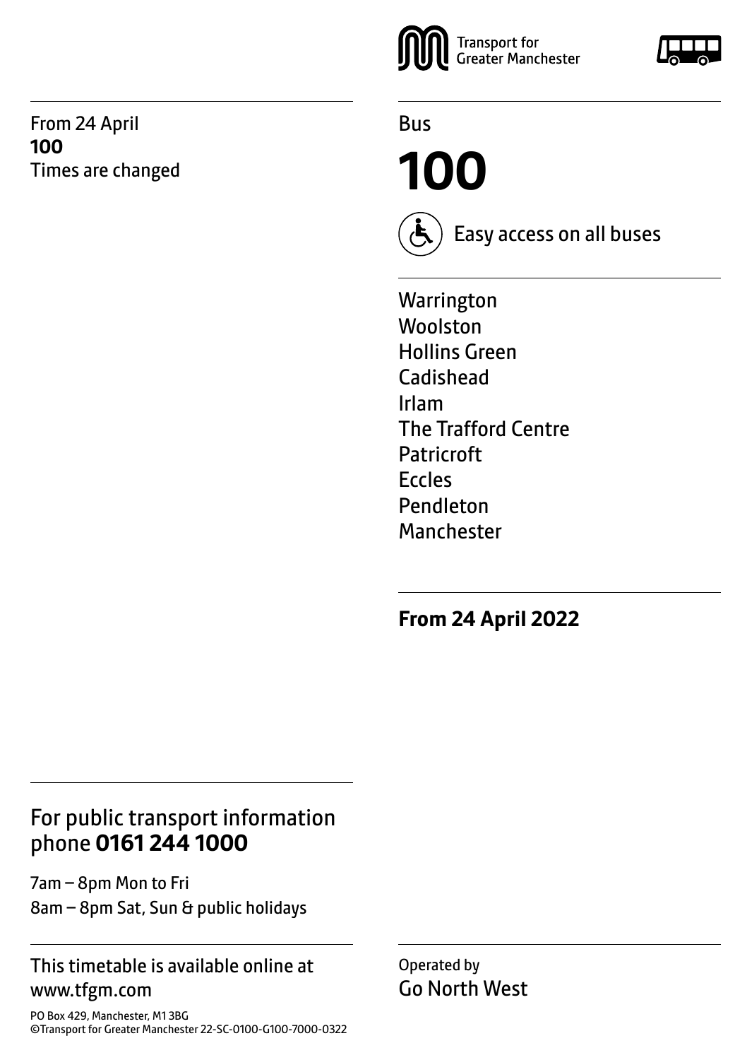From 24 April
**100**
Times are changed

Transport for Greater Manchester

Bus

# 100

Easy access on all buses

Warrington
Woolston
Hollins Green
Cadishead
Irlam
The Trafford Centre
Patricroft
Eccles
Pendleton
Manchester

**From 24 April 2022**

## For public transport information phone **0161 244 1000**

7am – 8pm Mon to Fri
8am – 8pm Sat, Sun & public holidays

This timetable is available online at www.tfgm.com

PO Box 429, Manchester, M1 3BG
©Transport for Greater Manchester 22-SC-0100-G100-7000-0322

Operated by
Go North West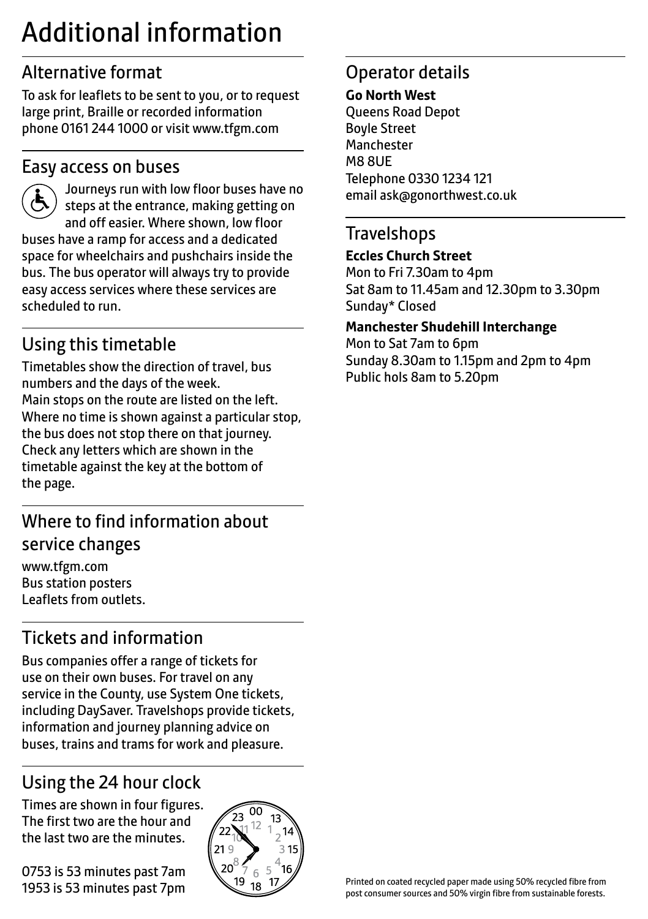# Additional information

## Alternative format

To ask for leaflets to be sent to you, or to request large print, Braille or recorded information phone 0161 244 1000 or visit www.tfgm.com

## Easy access on buses

Journeys run with low floor buses have no steps at the entrance, making getting on and off easier. Where shown, low floor buses have a ramp for access and a dedicated space for wheelchairs and pushchairs inside the bus. The bus operator will always try to provide easy access services where these services are scheduled to run.

## Using this timetable

Timetables show the direction of travel, bus numbers and the days of the week.
Main stops on the route are listed on the left. Where no time is shown against a particular stop, the bus does not stop there on that journey. Check any letters which are shown in the timetable against the key at the bottom of the page.

## Where to find information about service changes

www.tfgm.com
Bus station posters
Leaflets from outlets.

## Tickets and information

Bus companies offer a range of tickets for use on their own buses. For travel on any service in the County, use System One tickets, including DaySaver. Travelshops provide tickets, information and journey planning advice on buses, trains and trams for work and pleasure.

## Using the 24 hour clock

Times are shown in four figures. The first two are the hour and the last two are the minutes.

0753 is 53 minutes past 7am
1953 is 53 minutes past 7pm

## Operator details

**Go North West**
Queens Road Depot
Boyle Street
Manchester
M8 8UE
Telephone 0330 1234 121
email ask@gonorthwest.co.uk

## Travelshops

**Eccles Church Street**
Mon to Fri 7.30am to 4pm
Sat 8am to 11.45am and 12.30pm to 3.30pm
Sunday* Closed

**Manchester Shudehill Interchange**
Mon to Sat 7am to 6pm
Sunday 8.30am to 1.15pm and 2pm to 4pm
Public hols 8am to 5.20pm

Printed on coated recycled paper made using 50% recycled fibre from post consumer sources and 50% virgin fibre from sustainable forests.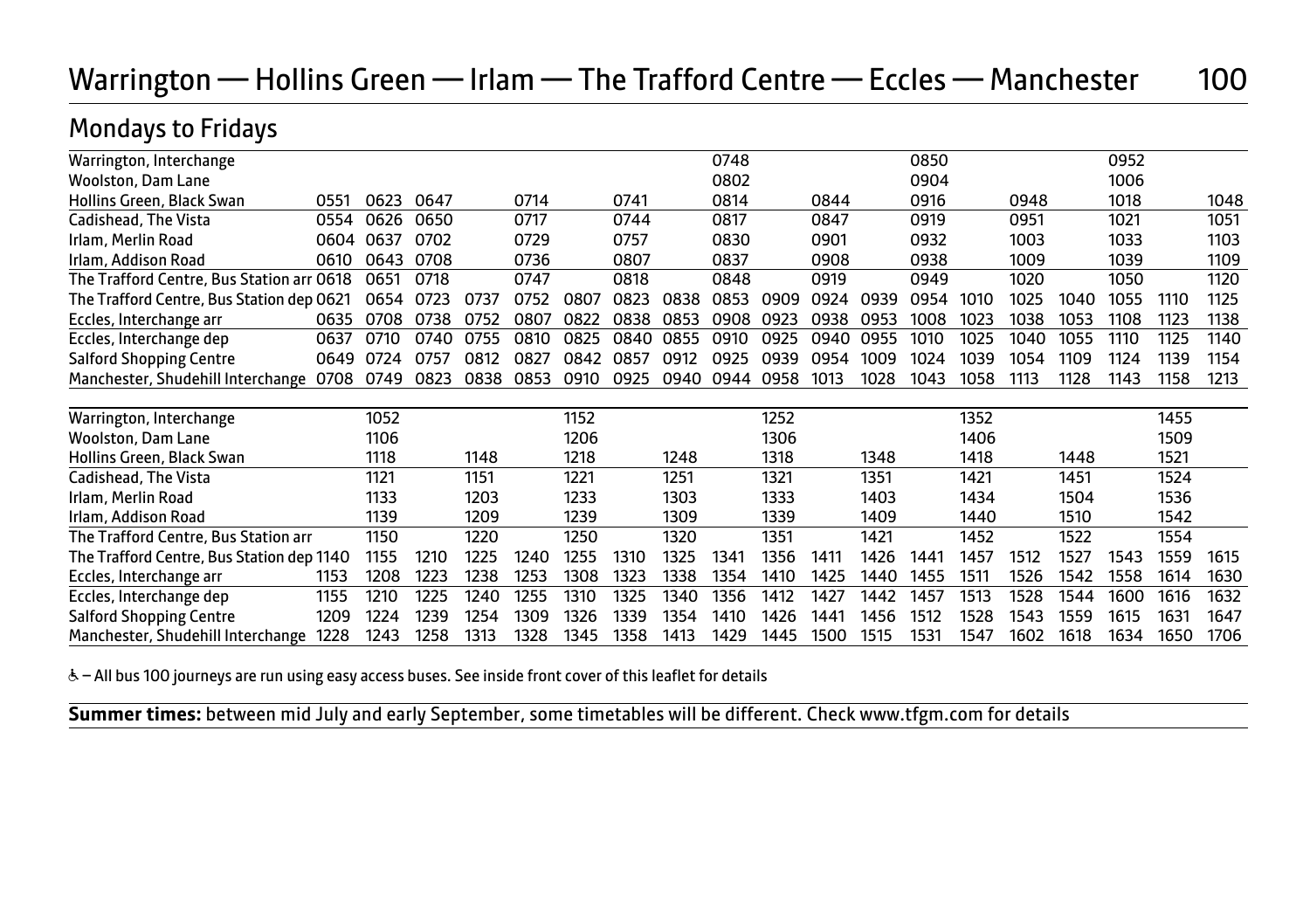# Warrington — Hollins Green — Irlam — The Trafford Centre — Eccles — Manchester 100

## Mondays to Fridays

| Stop | | | | | | | | | | | | | | | | | | | |
|---|---|---|---|---|---|---|---|---|---|---|---|---|---|---|---|---|---|---|---|
| Warrington, Interchange | | | | | | | | | 0748 | | | | 0850 | | | | 0952 | | |
| Woolston, Dam Lane | | | | | | | | | 0802 | | | | 0904 | | | | 1006 | | |
| Hollins Green, Black Swan | 0551 | 0623 | 0647 | | 0714 | | 0741 | | 0814 | | 0844 | | 0916 | | 0948 | | 1018 | | 1048 |
| Cadishead, The Vista | 0554 | 0626 | 0650 | | 0717 | | 0744 | | 0817 | | 0847 | | 0919 | | 0951 | | 1021 | | 1051 |
| Irlam, Merlin Road | 0604 | 0637 | 0702 | | 0729 | | 0757 | | 0830 | | 0901 | | 0932 | | 1003 | | 1033 | | 1103 |
| Irlam, Addison Road | 0610 | 0643 | 0708 | | 0736 | | 0807 | | 0837 | | 0908 | | 0938 | | 1009 | | 1039 | | 1109 |
| The Trafford Centre, Bus Station arr | 0618 | 0651 | 0718 | | 0747 | | 0818 | | 0848 | | 0919 | | 0949 | | 1020 | | 1050 | | 1120 |
| The Trafford Centre, Bus Station dep | 0621 | 0654 | 0723 | 0737 | 0752 | 0807 | 0823 | 0838 | 0853 | 0909 | 0924 | 0939 | 0954 | 1010 | 1025 | 1040 | 1055 | 1110 | 1125 |
| Eccles, Interchange arr | 0635 | 0708 | 0738 | 0752 | 0807 | 0822 | 0838 | 0853 | 0908 | 0923 | 0938 | 0953 | 1008 | 1023 | 1038 | 1053 | 1108 | 1123 | 1138 |
| Eccles, Interchange dep | 0637 | 0710 | 0740 | 0755 | 0810 | 0825 | 0840 | 0855 | 0910 | 0925 | 0940 | 0955 | 1010 | 1025 | 1040 | 1055 | 1110 | 1125 | 1140 |
| Salford Shopping Centre | 0649 | 0724 | 0757 | 0812 | 0827 | 0842 | 0857 | 0912 | 0925 | 0939 | 0954 | 1009 | 1024 | 1039 | 1054 | 1109 | 1124 | 1139 | 1154 |
| Manchester, Shudehill Interchange | 0708 | 0749 | 0823 | 0838 | 0853 | 0910 | 0925 | 0940 | 0944 | 0958 | 1013 | 1028 | 1043 | 1058 | 1113 | 1128 | 1143 | 1158 | 1213 |

| Stop | | | | | | | | | | | | | | | | | | | |
|---|---|---|---|---|---|---|---|---|---|---|---|---|---|---|---|---|---|---|---|
| Warrington, Interchange | | 1052 | | | | 1152 | | | | 1252 | | | | 1352 | | | | 1455 | |
| Woolston, Dam Lane | | 1106 | | | | 1206 | | | | 1306 | | | | 1406 | | | | 1509 | |
| Hollins Green, Black Swan | | 1118 | | 1148 | | 1218 | | 1248 | | 1318 | | 1348 | | 1418 | | 1448 | | 1521 | |
| Cadishead, The Vista | | 1121 | | 1151 | | 1221 | | 1251 | | 1321 | | 1351 | | 1421 | | 1451 | | 1524 | |
| Irlam, Merlin Road | | 1133 | | 1203 | | 1233 | | 1303 | | 1333 | | 1403 | | 1434 | | 1504 | | 1536 | |
| Irlam, Addison Road | | 1139 | | 1209 | | 1239 | | 1309 | | 1339 | | 1409 | | 1440 | | 1510 | | 1542 | |
| The Trafford Centre, Bus Station arr | | 1150 | | 1220 | | 1250 | | 1320 | | 1351 | | 1421 | | 1452 | | 1522 | | 1554 | |
| The Trafford Centre, Bus Station dep | 1140 | 1155 | 1210 | 1225 | 1240 | 1255 | 1310 | 1325 | 1341 | 1356 | 1411 | 1426 | 1441 | 1457 | 1512 | 1527 | 1543 | 1559 | 1615 |
| Eccles, Interchange arr | 1153 | 1208 | 1223 | 1238 | 1253 | 1308 | 1323 | 1338 | 1354 | 1410 | 1425 | 1440 | 1455 | 1511 | 1526 | 1542 | 1558 | 1614 | 1630 |
| Eccles, Interchange dep | 1155 | 1210 | 1225 | 1240 | 1255 | 1310 | 1325 | 1340 | 1356 | 1412 | 1427 | 1442 | 1457 | 1513 | 1528 | 1544 | 1600 | 1616 | 1632 |
| Salford Shopping Centre | 1209 | 1224 | 1239 | 1254 | 1309 | 1326 | 1339 | 1354 | 1410 | 1426 | 1441 | 1456 | 1512 | 1528 | 1543 | 1559 | 1615 | 1631 | 1647 |
| Manchester, Shudehill Interchange | 1228 | 1243 | 1258 | 1313 | 1328 | 1345 | 1358 | 1413 | 1429 | 1445 | 1500 | 1515 | 1531 | 1547 | 1602 | 1618 | 1634 | 1650 | 1706 |

♿ – All bus 100 journeys are run using easy access buses. See inside front cover of this leaflet for details

**Summer times:** between mid July and early September, some timetables will be different. Check www.tfgm.com for details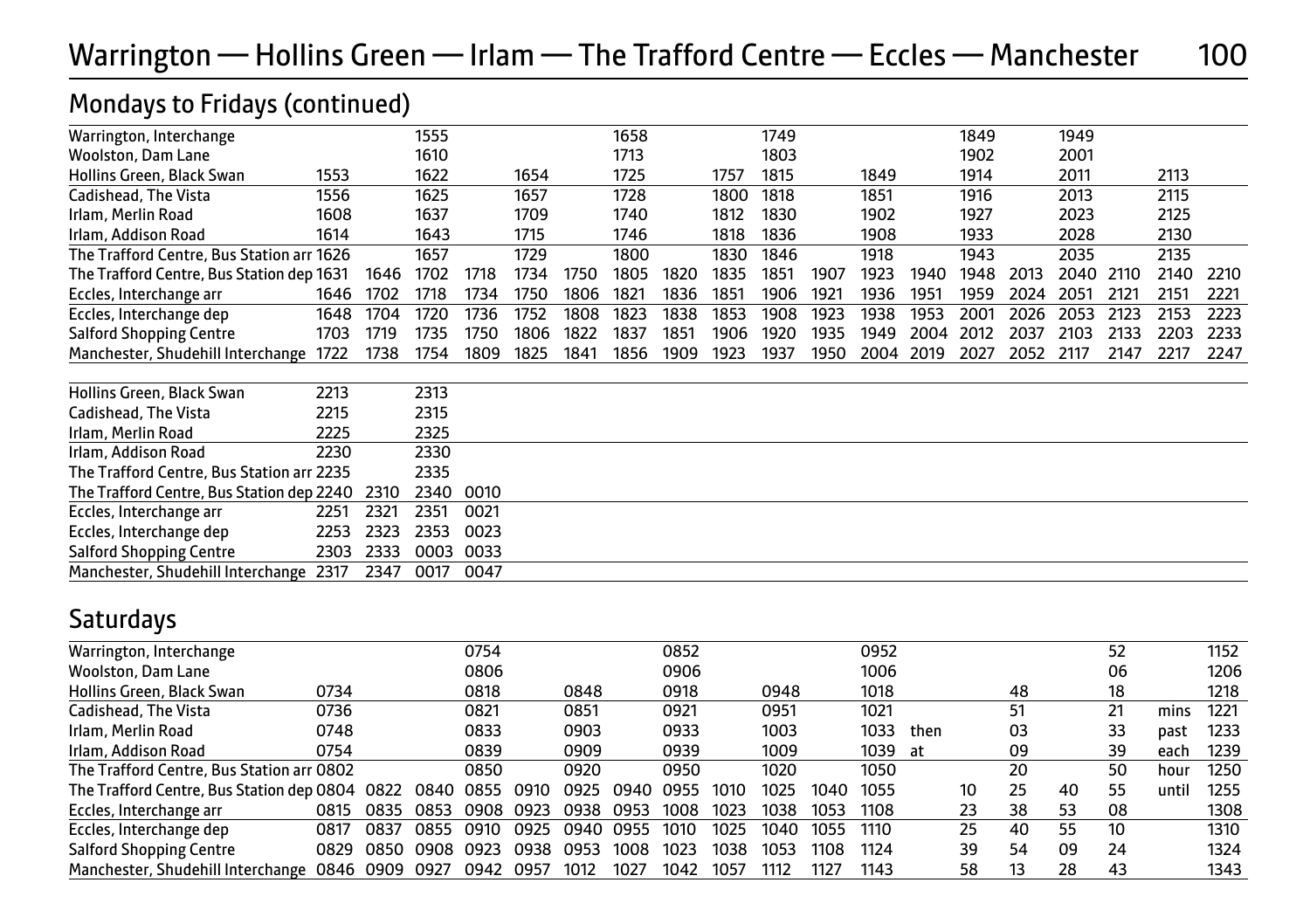# Warrington — Hollins Green — Irlam — The Trafford Centre — Eccles — Manchester 100

## Mondays to Fridays (continued)

| Stop | | | | | | | | | | | | | | | | | | | |
|---|---|---|---|---|---|---|---|---|---|---|---|---|---|---|---|---|---|---|---|
| Warrington, Interchange | | | 1555 | | | | 1658 | | | 1749 | | | | 1849 | | 1949 | | | |
| Woolston, Dam Lane | | | 1610 | | | | 1713 | | | 1803 | | | | 1902 | | 2001 | | | |
| Hollins Green, Black Swan | 1553 | | 1622 | | 1654 | | 1725 | | 1757 | 1815 | | 1849 | | 1914 | | 2011 | | 2113 | |
| Cadishead, The Vista | 1556 | | 1625 | | 1657 | | 1728 | | 1800 | 1818 | | 1851 | | 1916 | | 2013 | | 2115 | |
| Irlam, Merlin Road | 1608 | | 1637 | | 1709 | | 1740 | | 1812 | 1830 | | 1902 | | 1927 | | 2023 | | 2125 | |
| Irlam, Addison Road | 1614 | | 1643 | | 1715 | | 1746 | | 1818 | 1836 | | 1908 | | 1933 | | 2028 | | 2130 | |
| The Trafford Centre, Bus Station arr | 1626 | | 1657 | | 1729 | | 1800 | | 1830 | 1846 | | 1918 | | 1943 | | 2035 | | 2135 | |
| The Trafford Centre, Bus Station dep | 1631 | 1646 | 1702 | 1718 | 1734 | 1750 | 1805 | 1820 | 1835 | 1851 | 1907 | 1923 | 1940 | 1948 | 2013 | 2040 | 2110 | 2140 | 2210 |
| Eccles, Interchange arr | 1646 | 1702 | 1718 | 1734 | 1750 | 1806 | 1821 | 1836 | 1851 | 1906 | 1921 | 1936 | 1951 | 1959 | 2024 | 2051 | 2121 | 2151 | 2221 |
| Eccles, Interchange dep | 1648 | 1704 | 1720 | 1736 | 1752 | 1808 | 1823 | 1838 | 1853 | 1908 | 1923 | 1938 | 1953 | 2001 | 2026 | 2053 | 2123 | 2153 | 2223 |
| Salford Shopping Centre | 1703 | 1719 | 1735 | 1750 | 1806 | 1822 | 1837 | 1851 | 1906 | 1920 | 1935 | 1949 | 2004 | 2012 | 2037 | 2103 | 2133 | 2203 | 2233 |
| Manchester, Shudehill Interchange | 1722 | 1738 | 1754 | 1809 | 1825 | 1841 | 1856 | 1909 | 1923 | 1937 | 1950 | 2004 | 2019 | 2027 | 2052 | 2117 | 2147 | 2217 | 2247 |

| Stop | | | | |
|---|---|---|---|---|
| Hollins Green, Black Swan | 2213 | | 2313 | |
| Cadishead, The Vista | 2215 | | 2315 | |
| Irlam, Merlin Road | 2225 | | 2325 | |
| Irlam, Addison Road | 2230 | | 2330 | |
| The Trafford Centre, Bus Station arr | 2235 | | 2335 | |
| The Trafford Centre, Bus Station dep | 2240 | 2310 | 2340 | 0010 |
| Eccles, Interchange arr | 2251 | 2321 | 2351 | 0021 |
| Eccles, Interchange dep | 2253 | 2323 | 2353 | 0023 |
| Salford Shopping Centre | 2303 | 2333 | 0003 | 0033 |
| Manchester, Shudehill Interchange | 2317 | 2347 | 0017 | 0047 |

## Saturdays

| Stop | | | | | | | | | | | | | | | | | | | |
|---|---|---|---|---|---|---|---|---|---|---|---|---|---|---|---|---|---|---|---|
| Warrington, Interchange | | | | 0754 | | | | 0852 | | | | 0952 | | | | | 52 | | 1152 |
| Woolston, Dam Lane | | | | 0806 | | | | 0906 | | | | 1006 | | | | | 06 | | 1206 |
| Hollins Green, Black Swan | 0734 | | | 0818 | | 0848 | | 0918 | | 0948 | | 1018 | | | 48 | | 18 | | 1218 |
| Cadishead, The Vista | 0736 | | | 0821 | | 0851 | | 0921 | | 0951 | | 1021 | | | 51 | | 21 | mins | 1221 |
| Irlam, Merlin Road | 0748 | | | 0833 | | 0903 | | 0933 | | 1003 | | 1033 | then | | 03 | | 33 | past | 1233 |
| Irlam, Addison Road | 0754 | | | 0839 | | 0909 | | 0939 | | 1009 | | 1039 | at | | 09 | | 39 | each | 1239 |
| The Trafford Centre, Bus Station arr | 0802 | | | 0850 | | 0920 | | 0950 | | 1020 | | 1050 | | | 20 | | 50 | hour | 1250 |
| The Trafford Centre, Bus Station dep | 0804 | 0822 | 0840 | 0855 | 0910 | 0925 | 0940 | 0955 | 1010 | 1025 | 1040 | 1055 | | 10 | 25 | 40 | 55 | until | 1255 |
| Eccles, Interchange arr | 0815 | 0835 | 0853 | 0908 | 0923 | 0938 | 0953 | 1008 | 1023 | 1038 | 1053 | 1108 | | 23 | 38 | 53 | 08 | | 1308 |
| Eccles, Interchange dep | 0817 | 0837 | 0855 | 0910 | 0925 | 0940 | 0955 | 1010 | 1025 | 1040 | 1055 | 1110 | | 25 | 40 | 55 | 10 | | 1310 |
| Salford Shopping Centre | 0829 | 0850 | 0908 | 0923 | 0938 | 0953 | 1008 | 1023 | 1038 | 1053 | 1108 | 1124 | | 39 | 54 | 09 | 24 | | 1324 |
| Manchester, Shudehill Interchange | 0846 | 0909 | 0927 | 0942 | 0957 | 1012 | 1027 | 1042 | 1057 | 1112 | 1127 | 1143 | | 58 | 13 | 28 | 43 | | 1343 |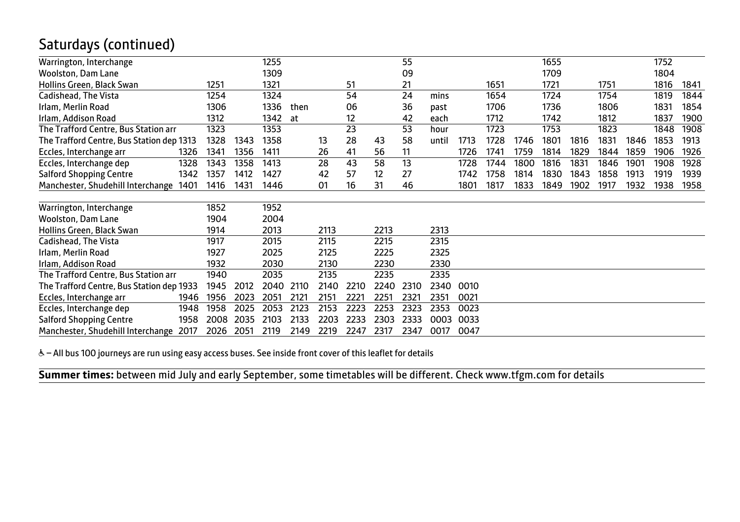## Saturdays (continued)

| | | | | | | | | | | | | | | | | | | | |
|---|---|---|---|---|---|---|---|---|---|---|---|---|---|---|---|---|---|---|---|
| Warrington, Interchange | | | | 1255 | | | | | 55 | | | | | 1655 | | | | 1752 | |
| Woolston, Dam Lane | | | | 1309 | | | | | 09 | | | | | 1709 | | | | 1804 | |
| Hollins Green, Black Swan | | 1251 | | 1321 | | | 51 | | 21 | | | 1651 | | 1721 | | 1751 | | 1816 | 1841 |
| Cadishead, The Vista | | 1254 | | 1324 | | | 54 | | 24 | mins | | 1654 | | 1724 | | 1754 | | 1819 | 1844 |
| Irlam, Merlin Road | | 1306 | | 1336 | then | | 06 | | 36 | past | | 1706 | | 1736 | | 1806 | | 1831 | 1854 |
| Irlam, Addison Road | | 1312 | | 1342 | at | | 12 | | 42 | each | | 1712 | | 1742 | | 1812 | | 1837 | 1900 |
| The Trafford Centre, Bus Station arr | | 1323 | | 1353 | | | 23 | | 53 | hour | | 1723 | | 1753 | | 1823 | | 1848 | 1908 |
| The Trafford Centre, Bus Station dep | 1313 | 1328 | 1343 | 1358 | | 13 | 28 | 43 | 58 | until | 1713 | 1728 | 1746 | 1801 | 1816 | 1831 | 1846 | 1853 | 1913 |
| Eccles, Interchange arr | 1326 | 1341 | 1356 | 1411 | | 26 | 41 | 56 | 11 | | 1726 | 1741 | 1759 | 1814 | 1829 | 1844 | 1859 | 1906 | 1926 |
| Eccles, Interchange dep | 1328 | 1343 | 1358 | 1413 | | 28 | 43 | 58 | 13 | | 1728 | 1744 | 1800 | 1816 | 1831 | 1846 | 1901 | 1908 | 1928 |
| Salford Shopping Centre | 1342 | 1357 | 1412 | 1427 | | 42 | 57 | 12 | 27 | | 1742 | 1758 | 1814 | 1830 | 1843 | 1858 | 1913 | 1919 | 1939 |
| Manchester, Shudehill Interchange | 1401 | 1416 | 1431 | 1446 | | 01 | 16 | 31 | 46 | | 1801 | 1817 | 1833 | 1849 | 1902 | 1917 | 1932 | 1938 | 1958 |

| | | | | | | | | | | | |
|---|---|---|---|---|---|---|---|---|---|---|---|
| Warrington, Interchange | | 1852 | | 1952 | | | | | | | |
| Woolston, Dam Lane | | 1904 | | 2004 | | | | | | | |
| Hollins Green, Black Swan | | 1914 | | 2013 | | 2113 | | 2213 | | 2313 | |
| Cadishead, The Vista | | 1917 | | 2015 | | 2115 | | 2215 | | 2315 | |
| Irlam, Merlin Road | | 1927 | | 2025 | | 2125 | | 2225 | | 2325 | |
| Irlam, Addison Road | | 1932 | | 2030 | | 2130 | | 2230 | | 2330 | |
| The Trafford Centre, Bus Station arr | | 1940 | | 2035 | | 2135 | | 2235 | | 2335 | |
| The Trafford Centre, Bus Station dep | 1933 | 1945 | 2012 | 2040 | 2110 | 2140 | 2210 | 2240 | 2310 | 2340 | 0010 |
| Eccles, Interchange arr | 1946 | 1956 | 2023 | 2051 | 2121 | 2151 | 2221 | 2251 | 2321 | 2351 | 0021 |
| Eccles, Interchange dep | 1948 | 1958 | 2025 | 2053 | 2123 | 2153 | 2223 | 2253 | 2323 | 2353 | 0023 |
| Salford Shopping Centre | 1958 | 2008 | 2035 | 2103 | 2133 | 2203 | 2233 | 2303 | 2333 | 0003 | 0033 |
| Manchester, Shudehill Interchange | 2017 | 2026 | 2051 | 2119 | 2149 | 2219 | 2247 | 2317 | 2347 | 0017 | 0047 |

♿ – All bus 100 journeys are run using easy access buses. See inside front cover of this leaflet for details

**Summer times:** between mid July and early September, some timetables will be different. Check www.tfgm.com for details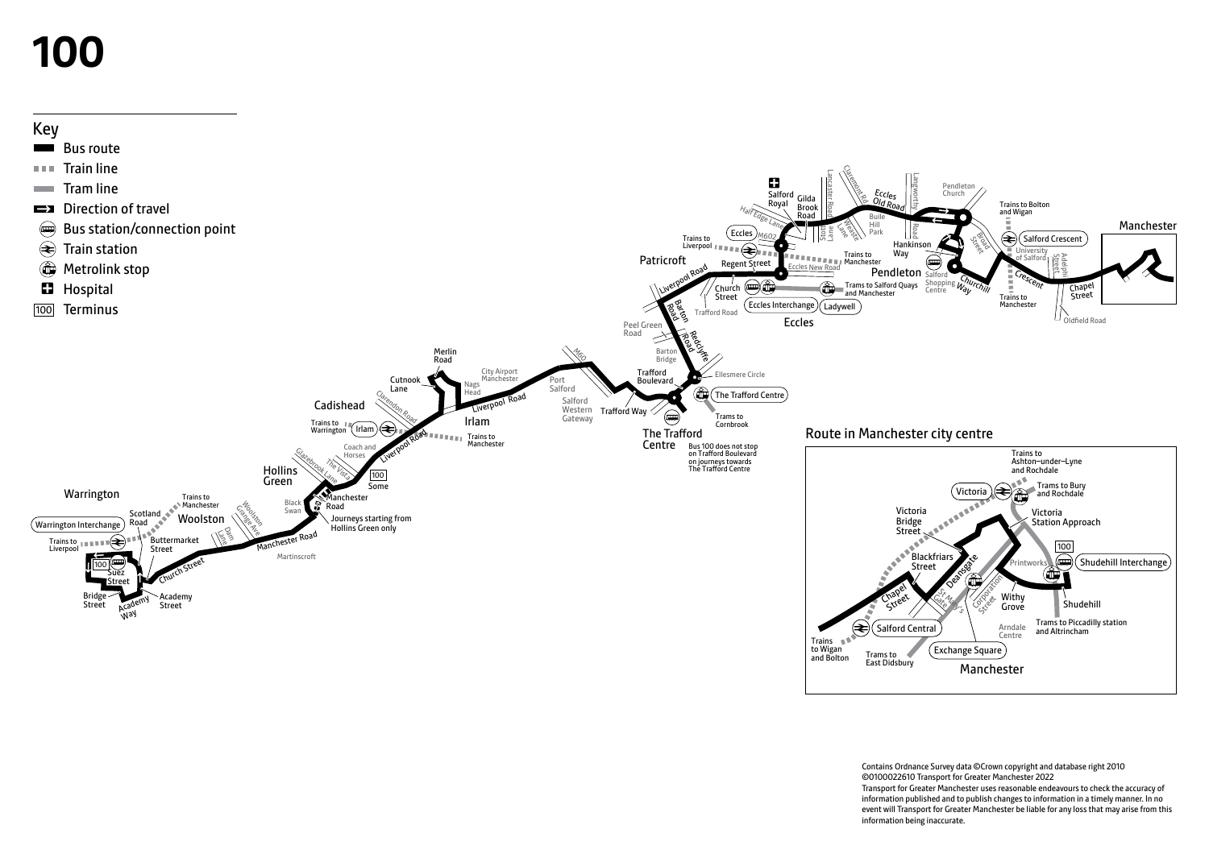# 100

## Key

- Bus route
- Train line
- Tram line
- Direction of travel
- Bus station/connection point
- Train station
- Metrolink stop
- Hospital
- 100 Terminus

Bus 100 does not stop on Trafford Boulevard on journeys towards The Trafford Centre

Journeys starting from Hollins Green only

## Route in Manchester city centre

Contains Ordnance Survey data ©Crown copyright and database right 2010 ©0100022610 Transport for Greater Manchester 2022

Transport for Greater Manchester uses reasonable endeavours to check the accuracy of information published and to publish changes to information in a timely manner. In no event will Transport for Greater Manchester be liable for any loss that may arise from this information being inaccurate.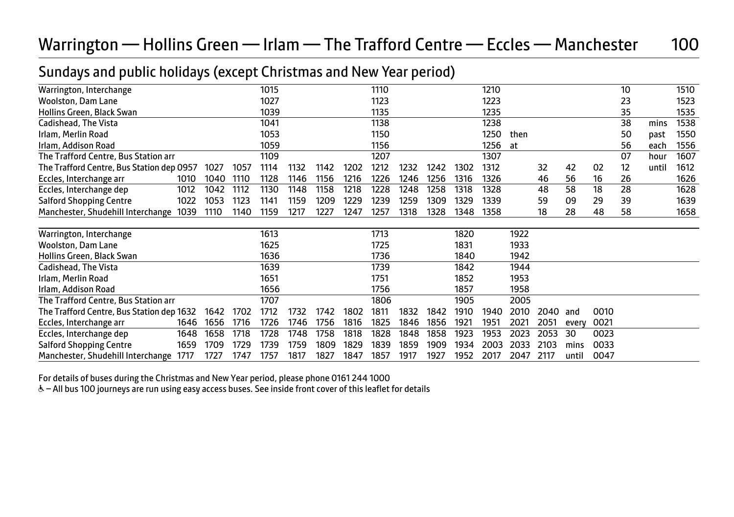# Warrington — Hollins Green — Irlam — The Trafford Centre — Eccles — Manchester 100

## Sundays and public holidays (except Christmas and New Year period)

| Stop | | | | | | | | | | | | | | | | | | | |
|---|---|---|---|---|---|---|---|---|---|---|---|---|---|---|---|---|---|---|---|
| Warrington, Interchange | | | | 1015 | | | | 1110 | | | | | 1210 | | | | | 10 | | 1510 |
| Woolston, Dam Lane | | | | 1027 | | | | 1123 | | | | | 1223 | | | | | 23 | | 1523 |
| Hollins Green, Black Swan | | | | 1039 | | | | 1135 | | | | | 1235 | | | | | 35 | | 1535 |
| Cadishead, The Vista | | | | 1041 | | | | 1138 | | | | | 1238 | | | | | 38 | mins | 1538 |
| Irlam, Merlin Road | | | | 1053 | | | | 1150 | | | | | 1250 | then | | | | 50 | past | 1550 |
| Irlam, Addison Road | | | | 1059 | | | | 1156 | | | | | 1256 | at | | | | 56 | each | 1556 |
| The Trafford Centre, Bus Station arr | | | | 1109 | | | | 1207 | | | | | 1307 | | | | | 07 | hour | 1607 |
| The Trafford Centre, Bus Station dep | 0957 | 1027 | 1057 | 1114 | 1132 | 1142 | 1202 | 1212 | 1232 | 1242 | 1302 | 1312 | | 32 | 42 | 02 | 12 | until | 1612 |
| Eccles, Interchange arr | 1010 | 1040 | 1110 | 1128 | 1146 | 1156 | 1216 | 1226 | 1246 | 1256 | 1316 | 1326 | | 46 | 56 | 16 | 26 | | 1626 |
| Eccles, Interchange dep | 1012 | 1042 | 1112 | 1130 | 1148 | 1158 | 1218 | 1228 | 1248 | 1258 | 1318 | 1328 | | 48 | 58 | 18 | 28 | | 1628 |
| Salford Shopping Centre | 1022 | 1053 | 1123 | 1141 | 1159 | 1209 | 1229 | 1239 | 1259 | 1309 | 1329 | 1339 | | 59 | 09 | 29 | 39 | | 1639 |
| Manchester, Shudehill Interchange | 1039 | 1110 | 1140 | 1159 | 1217 | 1227 | 1247 | 1257 | 1318 | 1328 | 1348 | 1358 | | 18 | 28 | 48 | 58 | | 1658 |

| Stop | | | | | | | | | | | | | | | | |
|---|---|---|---|---|---|---|---|---|---|---|---|---|---|---|---|---|
| Warrington, Interchange | | | | 1613 | | | | 1713 | | | 1820 | | 1922 | | | |
| Woolston, Dam Lane | | | | 1625 | | | | 1725 | | | 1831 | | 1933 | | | |
| Hollins Green, Black Swan | | | | 1636 | | | | 1736 | | | 1840 | | 1942 | | | |
| Cadishead, The Vista | | | | 1639 | | | | 1739 | | | 1842 | | 1944 | | | |
| Irlam, Merlin Road | | | | 1651 | | | | 1751 | | | 1852 | | 1953 | | | |
| Irlam, Addison Road | | | | 1656 | | | | 1756 | | | 1857 | | 1958 | | | |
| The Trafford Centre, Bus Station arr | | | | 1707 | | | | 1806 | | | 1905 | | 2005 | | | |
| The Trafford Centre, Bus Station dep | 1632 | 1642 | 1702 | 1712 | 1732 | 1742 | 1802 | 1811 | 1832 | 1842 | 1910 | 1940 | 2010 | 2040 | and | 0010 |
| Eccles, Interchange arr | 1646 | 1656 | 1716 | 1726 | 1746 | 1756 | 1816 | 1825 | 1846 | 1856 | 1921 | 1951 | 2021 | 2051 | every | 0021 |
| Eccles, Interchange dep | 1648 | 1658 | 1718 | 1728 | 1748 | 1758 | 1818 | 1828 | 1848 | 1858 | 1923 | 1953 | 2023 | 2053 | 30 | 0023 |
| Salford Shopping Centre | 1659 | 1709 | 1729 | 1739 | 1759 | 1809 | 1829 | 1839 | 1859 | 1909 | 1934 | 2003 | 2033 | 2103 | mins | 0033 |
| Manchester, Shudehill Interchange | 1717 | 1727 | 1747 | 1757 | 1817 | 1827 | 1847 | 1857 | 1917 | 1927 | 1952 | 2017 | 2047 | 2117 | until | 0047 |

For details of buses during the Christmas and New Year period, please phone 0161 244 1000

♿ – All bus 100 journeys are run using easy access buses. See inside front cover of this leaflet for details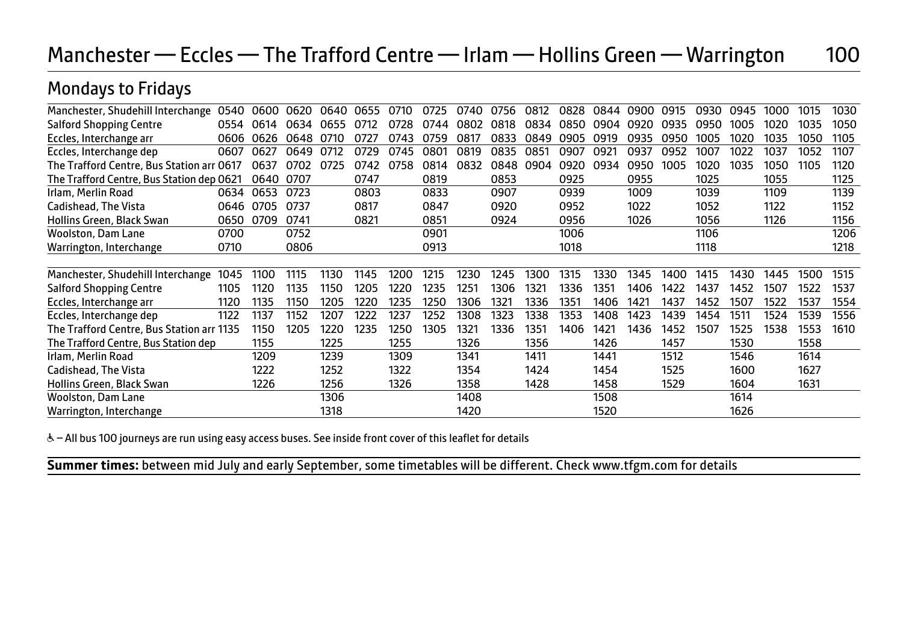# Manchester — Eccles — The Trafford Centre — Irlam — Hollins Green — Warrington 100

## Mondays to Fridays

| | | | | | | | | | | | | | | | | | | | |
|---|---|---|---|---|---|---|---|---|---|---|---|---|---|---|---|---|---|---|---|
| Manchester, Shudehill Interchange | 0540 | 0600 | 0620 | 0640 | 0655 | 0710 | 0725 | 0740 | 0756 | 0812 | 0828 | 0844 | 0900 | 0915 | 0930 | 0945 | 1000 | 1015 | 1030 |
| Salford Shopping Centre | 0554 | 0614 | 0634 | 0655 | 0712 | 0728 | 0744 | 0802 | 0818 | 0834 | 0850 | 0904 | 0920 | 0935 | 0950 | 1005 | 1020 | 1035 | 1050 |
| Eccles, Interchange arr | 0606 | 0626 | 0648 | 0710 | 0727 | 0743 | 0759 | 0817 | 0833 | 0849 | 0905 | 0919 | 0935 | 0950 | 1005 | 1020 | 1035 | 1050 | 1105 |
| Eccles, Interchange dep | 0607 | 0627 | 0649 | 0712 | 0729 | 0745 | 0801 | 0819 | 0835 | 0851 | 0907 | 0921 | 0937 | 0952 | 1007 | 1022 | 1037 | 1052 | 1107 |
| The Trafford Centre, Bus Station arr | 0617 | 0637 | 0702 | 0725 | 0742 | 0758 | 0814 | 0832 | 0848 | 0904 | 0920 | 0934 | 0950 | 1005 | 1020 | 1035 | 1050 | 1105 | 1120 |
| The Trafford Centre, Bus Station dep | 0621 | 0640 | 0707 | | 0747 | | 0819 | | 0853 | | 0925 | | 0955 | | 1025 | | 1055 | | 1125 |
| Irlam, Merlin Road | 0634 | 0653 | 0723 | | 0803 | | 0833 | | 0907 | | 0939 | | 1009 | | 1039 | | 1109 | | 1139 |
| Cadishead, The Vista | 0646 | 0705 | 0737 | | 0817 | | 0847 | | 0920 | | 0952 | | 1022 | | 1052 | | 1122 | | 1152 |
| Hollins Green, Black Swan | 0650 | 0709 | 0741 | | 0821 | | 0851 | | 0924 | | 0956 | | 1026 | | 1056 | | 1126 | | 1156 |
| Woolston, Dam Lane | 0700 | | 0752 | | | | 0901 | | | | 1006 | | | | 1106 | | | | 1206 |
| Warrington, Interchange | 0710 | | 0806 | | | | 0913 | | | | 1018 | | | | 1118 | | | | 1218 |

| | | | | | | | | | | | | | | | | | | | |
|---|---|---|---|---|---|---|---|---|---|---|---|---|---|---|---|---|---|---|---|
| Manchester, Shudehill Interchange | 1045 | 1100 | 1115 | 1130 | 1145 | 1200 | 1215 | 1230 | 1245 | 1300 | 1315 | 1330 | 1345 | 1400 | 1415 | 1430 | 1445 | 1500 | 1515 |
| Salford Shopping Centre | 1105 | 1120 | 1135 | 1150 | 1205 | 1220 | 1235 | 1251 | 1306 | 1321 | 1336 | 1351 | 1406 | 1422 | 1437 | 1452 | 1507 | 1522 | 1537 |
| Eccles, Interchange arr | 1120 | 1135 | 1150 | 1205 | 1220 | 1235 | 1250 | 1306 | 1321 | 1336 | 1351 | 1406 | 1421 | 1437 | 1452 | 1507 | 1522 | 1537 | 1554 |
| Eccles, Interchange dep | 1122 | 1137 | 1152 | 1207 | 1222 | 1237 | 1252 | 1308 | 1323 | 1338 | 1353 | 1408 | 1423 | 1439 | 1454 | 1511 | 1524 | 1539 | 1556 |
| The Trafford Centre, Bus Station arr | 1135 | 1150 | 1205 | 1220 | 1235 | 1250 | 1305 | 1321 | 1336 | 1351 | 1406 | 1421 | 1436 | 1452 | 1507 | 1525 | 1538 | 1553 | 1610 |
| The Trafford Centre, Bus Station dep | | 1155 | | 1225 | | 1255 | | 1326 | | 1356 | | 1426 | | 1457 | | 1530 | | 1558 | |
| Irlam, Merlin Road | | 1209 | | 1239 | | 1309 | | 1341 | | 1411 | | 1441 | | 1512 | | 1546 | | 1614 | |
| Cadishead, The Vista | | 1222 | | 1252 | | 1322 | | 1354 | | 1424 | | 1454 | | 1525 | | 1600 | | 1627 | |
| Hollins Green, Black Swan | | 1226 | | 1256 | | 1326 | | 1358 | | 1428 | | 1458 | | 1529 | | 1604 | | 1631 | |
| Woolston, Dam Lane | | | | 1306 | | | | 1408 | | | | 1508 | | | | 1614 | | | |
| Warrington, Interchange | | | | 1318 | | | | 1420 | | | | 1520 | | | | 1626 | | | |

♿ – All bus 100 journeys are run using easy access buses. See inside front cover of this leaflet for details

**Summer times:** between mid July and early September, some timetables will be different. Check www.tfgm.com for details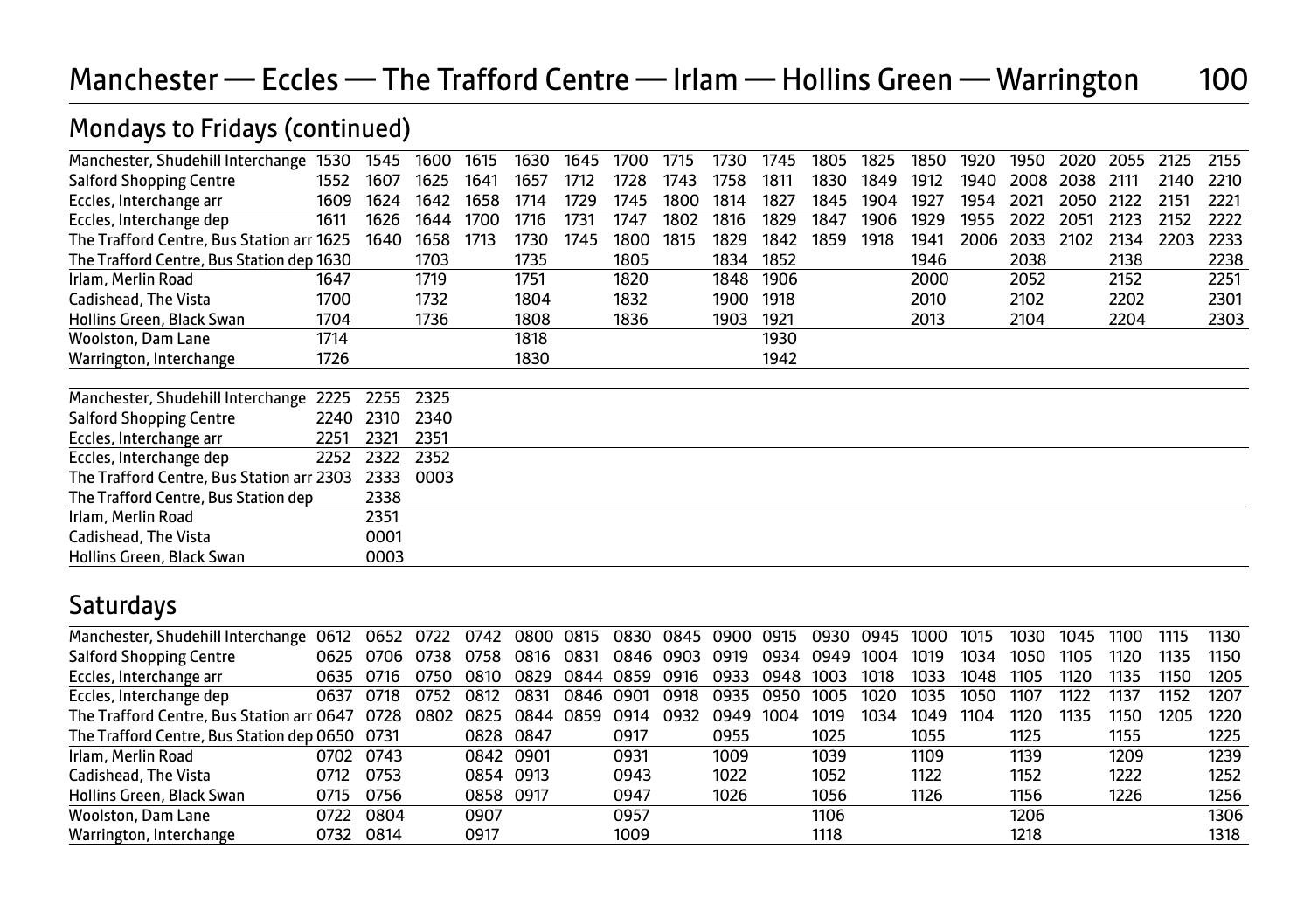# Manchester — Eccles — The Trafford Centre — Irlam — Hollins Green — Warrington 100

## Mondays to Fridays (continued)

| | | | | | | | | | | | | | | | | | | | |
|---|---|---|---|---|---|---|---|---|---|---|---|---|---|---|---|---|---|---|---|
| Manchester, Shudehill Interchange | 1530 | 1545 | 1600 | 1615 | 1630 | 1645 | 1700 | 1715 | 1730 | 1745 | 1805 | 1825 | 1850 | 1920 | 1950 | 2020 | 2055 | 2125 | 2155 |
| Salford Shopping Centre | 1552 | 1607 | 1625 | 1641 | 1657 | 1712 | 1728 | 1743 | 1758 | 1811 | 1830 | 1849 | 1912 | 1940 | 2008 | 2038 | 2111 | 2140 | 2210 |
| Eccles, Interchange arr | 1609 | 1624 | 1642 | 1658 | 1714 | 1729 | 1745 | 1800 | 1814 | 1827 | 1845 | 1904 | 1927 | 1954 | 2021 | 2050 | 2122 | 2151 | 2221 |
| Eccles, Interchange dep | 1611 | 1626 | 1644 | 1700 | 1716 | 1731 | 1747 | 1802 | 1816 | 1829 | 1847 | 1906 | 1929 | 1955 | 2022 | 2051 | 2123 | 2152 | 2222 |
| The Trafford Centre, Bus Station arr | 1625 | 1640 | 1658 | 1713 | 1730 | 1745 | 1800 | 1815 | 1829 | 1842 | 1859 | 1918 | 1941 | 2006 | 2033 | 2102 | 2134 | 2203 | 2233 |
| The Trafford Centre, Bus Station dep | 1630 | | 1703 | | 1735 | | 1805 | | 1834 | 1852 | | | 1946 | | 2038 | | 2138 | | 2238 |
| Irlam, Merlin Road | 1647 | | 1719 | | 1751 | | 1820 | | 1848 | 1906 | | | 2000 | | 2052 | | 2152 | | 2251 |
| Cadishead, The Vista | 1700 | | 1732 | | 1804 | | 1832 | | 1900 | 1918 | | | 2010 | | 2102 | | 2202 | | 2301 |
| Hollins Green, Black Swan | 1704 | | 1736 | | 1808 | | 1836 | | 1903 | 1921 | | | 2013 | | 2104 | | 2204 | | 2303 |
| Woolston, Dam Lane | 1714 | | | | 1818 | | | | | 1930 | | | | | | | | | |
| Warrington, Interchange | 1726 | | | | 1830 | | | | | 1942 | | | | | | | | | |

| | | | |
|---|---|---|---|
| Manchester, Shudehill Interchange | 2225 | 2255 | 2325 |
| Salford Shopping Centre | 2240 | 2310 | 2340 |
| Eccles, Interchange arr | 2251 | 2321 | 2351 |
| Eccles, Interchange dep | 2252 | 2322 | 2352 |
| The Trafford Centre, Bus Station arr | 2303 | 2333 | 0003 |
| The Trafford Centre, Bus Station dep | | 2338 | |
| Irlam, Merlin Road | | 2351 | |
| Cadishead, The Vista | | 0001 | |
| Hollins Green, Black Swan | | 0003 | |

## Saturdays

| | | | | | | | | | | | | | | | | | | | |
|---|---|---|---|---|---|---|---|---|---|---|---|---|---|---|---|---|---|---|---|
| Manchester, Shudehill Interchange | 0612 | 0652 | 0722 | 0742 | 0800 | 0815 | 0830 | 0845 | 0900 | 0915 | 0930 | 0945 | 1000 | 1015 | 1030 | 1045 | 1100 | 1115 | 1130 |
| Salford Shopping Centre | 0625 | 0706 | 0738 | 0758 | 0816 | 0831 | 0846 | 0903 | 0919 | 0934 | 0949 | 1004 | 1019 | 1034 | 1050 | 1105 | 1120 | 1135 | 1150 |
| Eccles, Interchange arr | 0635 | 0716 | 0750 | 0810 | 0829 | 0844 | 0859 | 0916 | 0933 | 0948 | 1003 | 1018 | 1033 | 1048 | 1105 | 1120 | 1135 | 1150 | 1205 |
| Eccles, Interchange dep | 0637 | 0718 | 0752 | 0812 | 0831 | 0846 | 0901 | 0918 | 0935 | 0950 | 1005 | 1020 | 1035 | 1050 | 1107 | 1122 | 1137 | 1152 | 1207 |
| The Trafford Centre, Bus Station arr | 0647 | 0728 | 0802 | 0825 | 0844 | 0859 | 0914 | 0932 | 0949 | 1004 | 1019 | 1034 | 1049 | 1104 | 1120 | 1135 | 1150 | 1205 | 1220 |
| The Trafford Centre, Bus Station dep | 0650 | 0731 | | 0828 | 0847 | | 0917 | | 0955 | | 1025 | | 1055 | | 1125 | | 1155 | | 1225 |
| Irlam, Merlin Road | 0702 | 0743 | | 0842 | 0901 | | 0931 | | 1009 | | 1039 | | 1109 | | 1139 | | 1209 | | 1239 |
| Cadishead, The Vista | 0712 | 0753 | | 0854 | 0913 | | 0943 | | 1022 | | 1052 | | 1122 | | 1152 | | 1222 | | 1252 |
| Hollins Green, Black Swan | 0715 | 0756 | | 0858 | 0917 | | 0947 | | 1026 | | 1056 | | 1126 | | 1156 | | 1226 | | 1256 |
| Woolston, Dam Lane | 0722 | 0804 | | 0907 | | | 0957 | | | | 1106 | | | | 1206 | | | | 1306 |
| Warrington, Interchange | 0732 | 0814 | | 0917 | | | 1009 | | | | 1118 | | | | 1218 | | | | 1318 |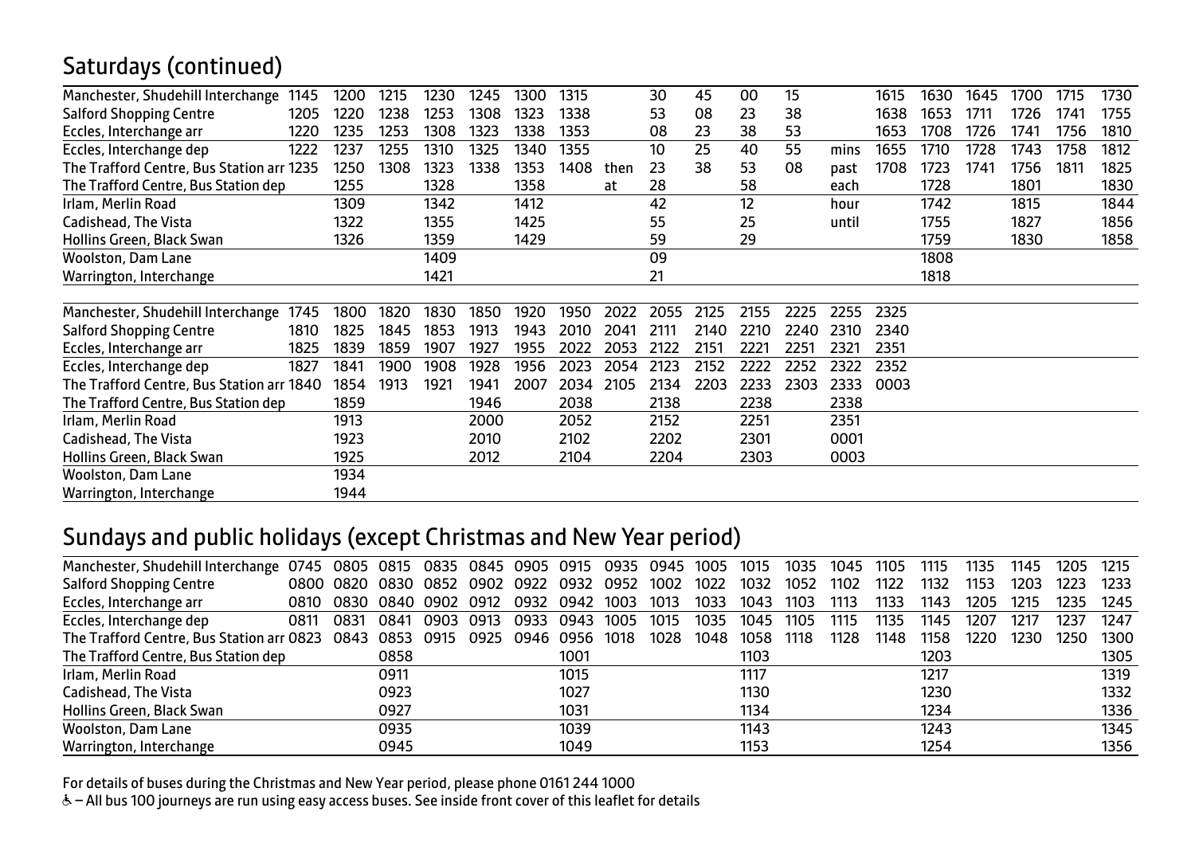## Saturdays (continued)

| | | | | | | | | | | | | | | | | | | | |
|---|---|---|---|---|---|---|---|---|---|---|---|---|---|---|---|---|---|---|---|
| Manchester, Shudehill Interchange | 1145 | 1200 | 1215 | 1230 | 1245 | 1300 | 1315 | | 30 | 45 | 00 | 15 | | 1615 | 1630 | 1645 | 1700 | 1715 | 1730 |
| Salford Shopping Centre | 1205 | 1220 | 1238 | 1253 | 1308 | 1323 | 1338 | | 53 | 08 | 23 | 38 | | 1638 | 1653 | 1711 | 1726 | 1741 | 1755 |
| Eccles, Interchange arr | 1220 | 1235 | 1253 | 1308 | 1323 | 1338 | 1353 | | 08 | 23 | 38 | 53 | | 1653 | 1708 | 1726 | 1741 | 1756 | 1810 |
| Eccles, Interchange dep | 1222 | 1237 | 1255 | 1310 | 1325 | 1340 | 1355 | | 10 | 25 | 40 | 55 | mins | 1655 | 1710 | 1728 | 1743 | 1758 | 1812 |
| The Trafford Centre, Bus Station arr | 1235 | 1250 | 1308 | 1323 | 1338 | 1353 | 1408 | then | 23 | 38 | 53 | 08 | past | 1708 | 1723 | 1741 | 1756 | 1811 | 1825 |
| The Trafford Centre, Bus Station dep | | 1255 | | 1328 | | 1358 | | at | 28 | | 58 | | each | | 1728 | | 1801 | | 1830 |
| Irlam, Merlin Road | | 1309 | | 1342 | | 1412 | | | 42 | | 12 | | hour | | 1742 | | 1815 | | 1844 |
| Cadishead, The Vista | | 1322 | | 1355 | | 1425 | | | 55 | | 25 | | until | | 1755 | | 1827 | | 1856 |
| Hollins Green, Black Swan | | 1326 | | 1359 | | 1429 | | | 59 | | 29 | | | | 1759 | | 1830 | | 1858 |
| Woolston, Dam Lane | | | | 1409 | | | | | 09 | | | | | | 1808 | | | | |
| Warrington, Interchange | | | | 1421 | | | | | 21 | | | | | | 1818 | | | | |

| | | | | | | | | | | | | | | |
|---|---|---|---|---|---|---|---|---|---|---|---|---|---|---|
| Manchester, Shudehill Interchange | 1745 | 1800 | 1820 | 1830 | 1850 | 1920 | 1950 | 2022 | 2055 | 2125 | 2155 | 2225 | 2255 | 2325 |
| Salford Shopping Centre | 1810 | 1825 | 1845 | 1853 | 1913 | 1943 | 2010 | 2041 | 2111 | 2140 | 2210 | 2240 | 2310 | 2340 |
| Eccles, Interchange arr | 1825 | 1839 | 1859 | 1907 | 1927 | 1955 | 2022 | 2053 | 2122 | 2151 | 2221 | 2251 | 2321 | 2351 |
| Eccles, Interchange dep | 1827 | 1841 | 1900 | 1908 | 1928 | 1956 | 2023 | 2054 | 2123 | 2152 | 2222 | 2252 | 2322 | 2352 |
| The Trafford Centre, Bus Station arr | 1840 | 1854 | 1913 | 1921 | 1941 | 2007 | 2034 | 2105 | 2134 | 2203 | 2233 | 2303 | 2333 | 0003 |
| The Trafford Centre, Bus Station dep | | 1859 | | | 1946 | | 2038 | | 2138 | | 2238 | | 2338 | |
| Irlam, Merlin Road | | 1913 | | | 2000 | | 2052 | | 2152 | | 2251 | | 2351 | |
| Cadishead, The Vista | | 1923 | | | 2010 | | 2102 | | 2202 | | 2301 | | 0001 | |
| Hollins Green, Black Swan | | 1925 | | | 2012 | | 2104 | | 2204 | | 2303 | | 0003 | |
| Woolston, Dam Lane | | 1934 | | | | | | | | | | | | |
| Warrington, Interchange | | 1944 | | | | | | | | | | | | |

## Sundays and public holidays (except Christmas and New Year period)

| | | | | | | | | | | | | | | | | | | | |
|---|---|---|---|---|---|---|---|---|---|---|---|---|---|---|---|---|---|---|---|
| Manchester, Shudehill Interchange | 0745 | 0805 | 0815 | 0835 | 0845 | 0905 | 0915 | 0935 | 0945 | 1005 | 1015 | 1035 | 1045 | 1105 | 1115 | 1135 | 1145 | 1205 | 1215 |
| Salford Shopping Centre | 0800 | 0820 | 0830 | 0852 | 0902 | 0922 | 0932 | 0952 | 1002 | 1022 | 1032 | 1052 | 1102 | 1122 | 1132 | 1153 | 1203 | 1223 | 1233 |
| Eccles, Interchange arr | 0810 | 0830 | 0840 | 0902 | 0912 | 0932 | 0942 | 1003 | 1013 | 1033 | 1043 | 1103 | 1113 | 1133 | 1143 | 1205 | 1215 | 1235 | 1245 |
| Eccles, Interchange dep | 0811 | 0831 | 0841 | 0903 | 0913 | 0933 | 0943 | 1005 | 1015 | 1035 | 1045 | 1105 | 1115 | 1135 | 1145 | 1207 | 1217 | 1237 | 1247 |
| The Trafford Centre, Bus Station arr | 0823 | 0843 | 0853 | 0915 | 0925 | 0946 | 0956 | 1018 | 1028 | 1048 | 1058 | 1118 | 1128 | 1148 | 1158 | 1220 | 1230 | 1250 | 1300 |
| The Trafford Centre, Bus Station dep | | | 0858 | | | | 1001 | | | | 1103 | | | | 1203 | | | | 1305 |
| Irlam, Merlin Road | | | 0911 | | | | 1015 | | | | 1117 | | | | 1217 | | | | 1319 |
| Cadishead, The Vista | | | 0923 | | | | 1027 | | | | 1130 | | | | 1230 | | | | 1332 |
| Hollins Green, Black Swan | | | 0927 | | | | 1031 | | | | 1134 | | | | 1234 | | | | 1336 |
| Woolston, Dam Lane | | | 0935 | | | | 1039 | | | | 1143 | | | | 1243 | | | | 1345 |
| Warrington, Interchange | | | 0945 | | | | 1049 | | | | 1153 | | | | 1254 | | | | 1356 |

For details of buses during the Christmas and New Year period, please phone 0161 244 1000

♿ – All bus 100 journeys are run using easy access buses. See inside front cover of this leaflet for details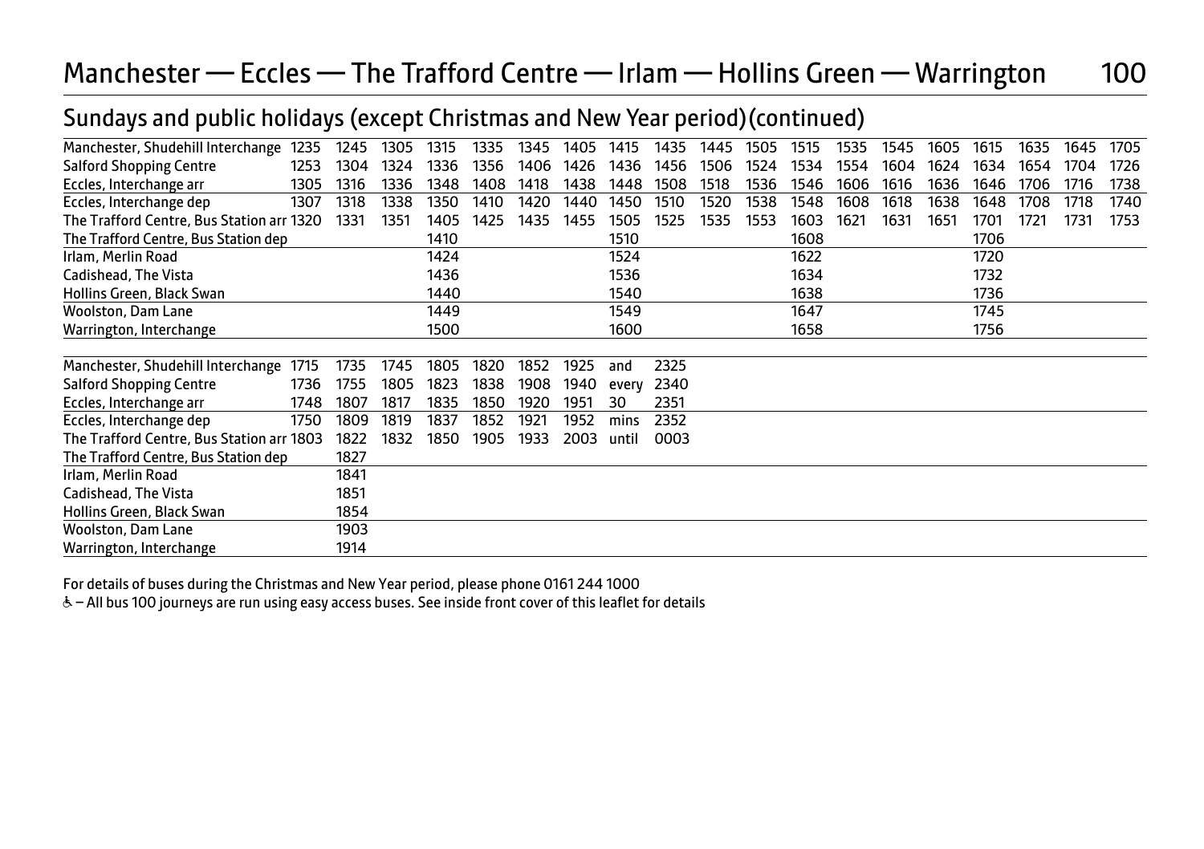# Manchester — Eccles — The Trafford Centre — Irlam — Hollins Green — Warrington 100

## Sundays and public holidays (except Christmas and New Year period)(continued)

| | | | | | | | | | | | | | | | | | | | |
|---|---|---|---|---|---|---|---|---|---|---|---|---|---|---|---|---|---|---|---|
| Manchester, Shudehill Interchange | 1235 | 1245 | 1305 | 1315 | 1335 | 1345 | 1405 | 1415 | 1435 | 1445 | 1505 | 1515 | 1535 | 1545 | 1605 | 1615 | 1635 | 1645 | 1705 |
| Salford Shopping Centre | 1253 | 1304 | 1324 | 1336 | 1356 | 1406 | 1426 | 1436 | 1456 | 1506 | 1524 | 1534 | 1554 | 1604 | 1624 | 1634 | 1654 | 1704 | 1726 |
| Eccles, Interchange arr | 1305 | 1316 | 1336 | 1348 | 1408 | 1418 | 1438 | 1448 | 1508 | 1518 | 1536 | 1546 | 1606 | 1616 | 1636 | 1646 | 1706 | 1716 | 1738 |
| Eccles, Interchange dep | 1307 | 1318 | 1338 | 1350 | 1410 | 1420 | 1440 | 1450 | 1510 | 1520 | 1538 | 1548 | 1608 | 1618 | 1638 | 1648 | 1708 | 1718 | 1740 |
| The Trafford Centre, Bus Station arr | 1320 | 1331 | 1351 | 1405 | 1425 | 1435 | 1455 | 1505 | 1525 | 1535 | 1553 | 1603 | 1621 | 1631 | 1651 | 1701 | 1721 | 1731 | 1753 |
| The Trafford Centre, Bus Station dep | | | | 1410 | | | | 1510 | | | | 1608 | | | | 1706 | | | |
| Irlam, Merlin Road | | | | 1424 | | | | 1524 | | | | 1622 | | | | 1720 | | | |
| Cadishead, The Vista | | | | 1436 | | | | 1536 | | | | 1634 | | | | 1732 | | | |
| Hollins Green, Black Swan | | | | 1440 | | | | 1540 | | | | 1638 | | | | 1736 | | | |
| Woolston, Dam Lane | | | | 1449 | | | | 1549 | | | | 1647 | | | | 1745 | | | |
| Warrington, Interchange | | | | 1500 | | | | 1600 | | | | 1658 | | | | 1756 | | | |

| | | | | | | | | | |
|---|---|---|---|---|---|---|---|---|---|
| Manchester, Shudehill Interchange | 1715 | 1735 | 1745 | 1805 | 1820 | 1852 | 1925 | and | 2325 |
| Salford Shopping Centre | 1736 | 1755 | 1805 | 1823 | 1838 | 1908 | 1940 | every | 2340 |
| Eccles, Interchange arr | 1748 | 1807 | 1817 | 1835 | 1850 | 1920 | 1951 | 30 | 2351 |
| Eccles, Interchange dep | 1750 | 1809 | 1819 | 1837 | 1852 | 1921 | 1952 | mins | 2352 |
| The Trafford Centre, Bus Station arr | 1803 | 1822 | 1832 | 1850 | 1905 | 1933 | 2003 | until | 0003 |
| The Trafford Centre, Bus Station dep | | 1827 | | | | | | | |
| Irlam, Merlin Road | | 1841 | | | | | | | |
| Cadishead, The Vista | | 1851 | | | | | | | |
| Hollins Green, Black Swan | | 1854 | | | | | | | |
| Woolston, Dam Lane | | 1903 | | | | | | | |
| Warrington, Interchange | | 1914 | | | | | | | |

For details of buses during the Christmas and New Year period, please phone 0161 244 1000

♿ – All bus 100 journeys are run using easy access buses. See inside front cover of this leaflet for details